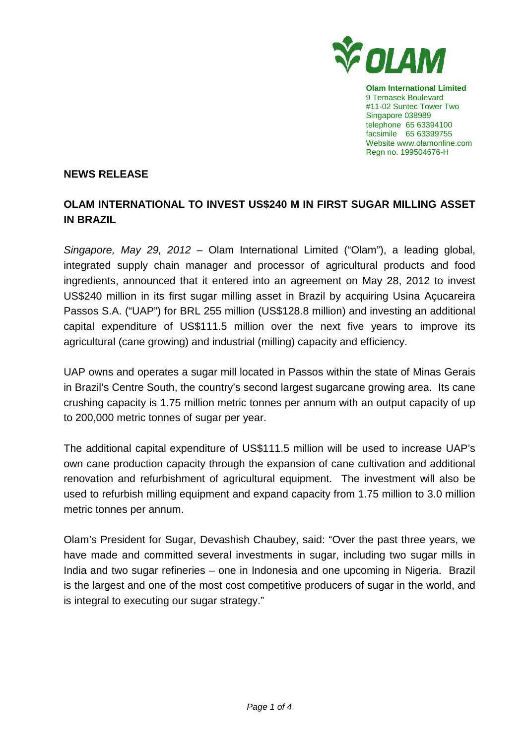**Olam International Limited**
9 Temasek Boulevard
#11-02 Suntec Tower Two
Singapore 038989
telephone 65 63394100
facsimile 65 63399755
Website www.olamonline.com
Regn no. 199504676-H

**NEWS RELEASE**

## OLAM INTERNATIONAL TO INVEST US$240 M IN FIRST SUGAR MILLING ASSET IN BRAZIL

*Singapore, May 29, 2012* – Olam International Limited ("Olam"), a leading global, integrated supply chain manager and processor of agricultural products and food ingredients, announced that it entered into an agreement on May 28, 2012 to invest US$240 million in its first sugar milling asset in Brazil by acquiring Usina Açucareira Passos S.A. ("UAP") for BRL 255 million (US$128.8 million) and investing an additional capital expenditure of US$111.5 million over the next five years to improve its agricultural (cane growing) and industrial (milling) capacity and efficiency.

UAP owns and operates a sugar mill located in Passos within the state of Minas Gerais in Brazil's Centre South, the country's second largest sugarcane growing area. Its cane crushing capacity is 1.75 million metric tonnes per annum with an output capacity of up to 200,000 metric tonnes of sugar per year.

The additional capital expenditure of US$111.5 million will be used to increase UAP's own cane production capacity through the expansion of cane cultivation and additional renovation and refurbishment of agricultural equipment. The investment will also be used to refurbish milling equipment and expand capacity from 1.75 million to 3.0 million metric tonnes per annum.

Olam's President for Sugar, Devashish Chaubey, said: "Over the past three years, we have made and committed several investments in sugar, including two sugar mills in India and two sugar refineries – one in Indonesia and one upcoming in Nigeria. Brazil is the largest and one of the most cost competitive producers of sugar in the world, and is integral to executing our sugar strategy."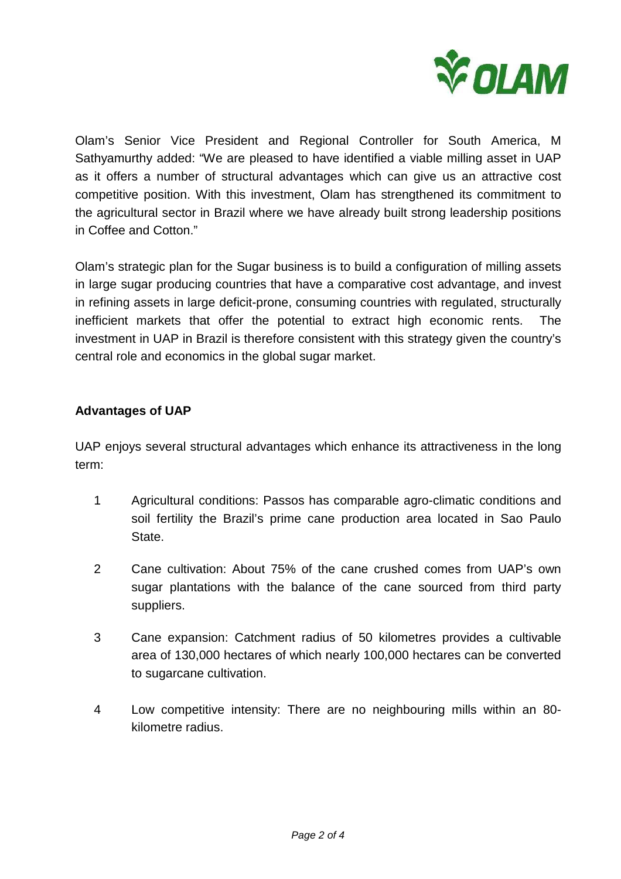Olam's Senior Vice President and Regional Controller for South America, M Sathyamurthy added: "We are pleased to have identified a viable milling asset in UAP as it offers a number of structural advantages which can give us an attractive cost competitive position. With this investment, Olam has strengthened its commitment to the agricultural sector in Brazil where we have already built strong leadership positions in Coffee and Cotton."

Olam's strategic plan for the Sugar business is to build a configuration of milling assets in large sugar producing countries that have a comparative cost advantage, and invest in refining assets in large deficit-prone, consuming countries with regulated, structurally inefficient markets that offer the potential to extract high economic rents. The investment in UAP in Brazil is therefore consistent with this strategy given the country's central role and economics in the global sugar market.

**Advantages of UAP**

UAP enjoys several structural advantages which enhance its attractiveness in the long term:

1. Agricultural conditions: Passos has comparable agro-climatic conditions and soil fertility the Brazil's prime cane production area located in Sao Paulo State.

2. Cane cultivation: About 75% of the cane crushed comes from UAP's own sugar plantations with the balance of the cane sourced from third party suppliers.

3. Cane expansion: Catchment radius of 50 kilometres provides a cultivable area of 130,000 hectares of which nearly 100,000 hectares can be converted to sugarcane cultivation.

4. Low competitive intensity: There are no neighbouring mills within an 80-kilometre radius.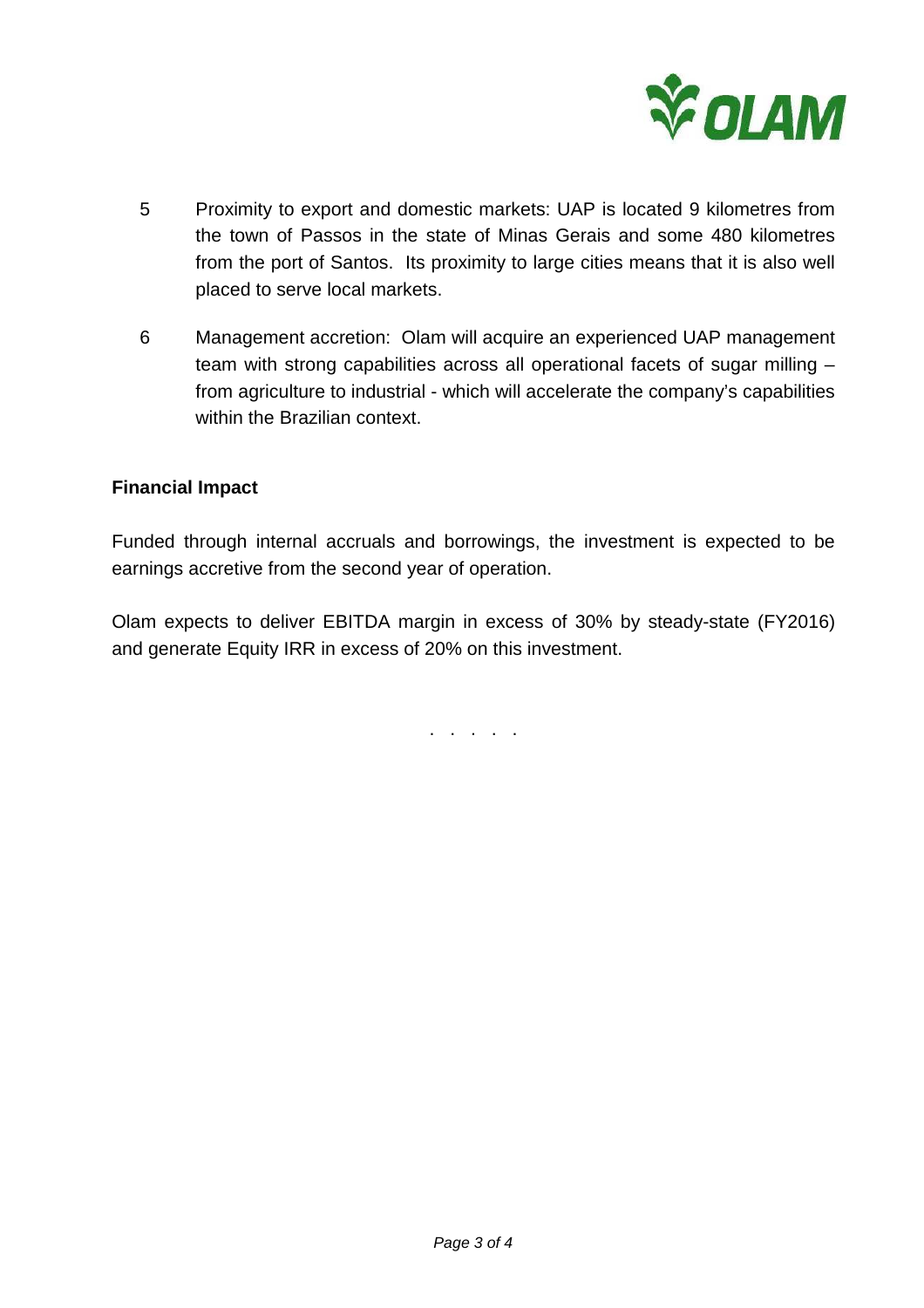5. Proximity to export and domestic markets: UAP is located 9 kilometres from the town of Passos in the state of Minas Gerais and some 480 kilometres from the port of Santos. Its proximity to large cities means that it is also well placed to serve local markets.

6. Management accretion: Olam will acquire an experienced UAP management team with strong capabilities across all operational facets of sugar milling – from agriculture to industrial - which will accelerate the company's capabilities within the Brazilian context.

**Financial Impact**

Funded through internal accruals and borrowings, the investment is expected to be earnings accretive from the second year of operation.

Olam expects to deliver EBITDA margin in excess of 30% by steady-state (FY2016) and generate Equity IRR in excess of 20% on this investment.

. . . . .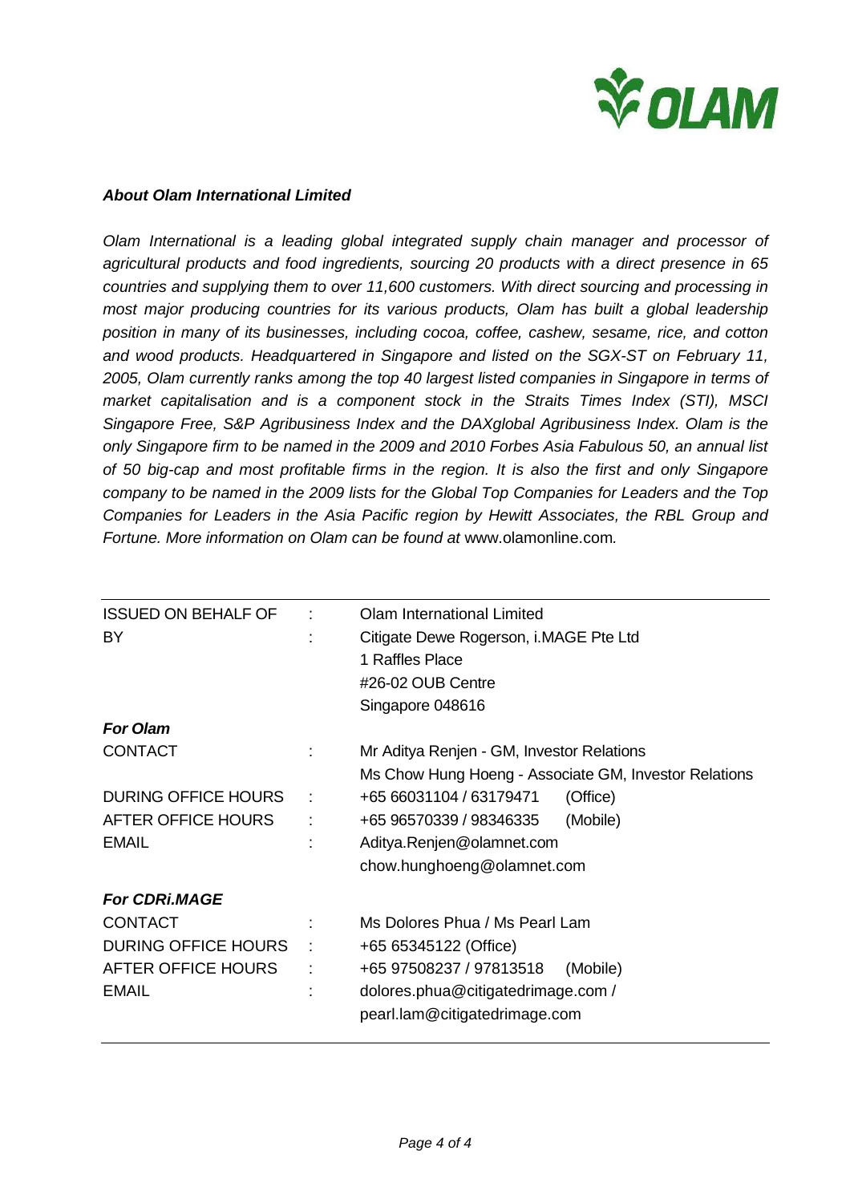***About Olam International Limited***

*Olam International is a leading global integrated supply chain manager and processor of agricultural products and food ingredients, sourcing 20 products with a direct presence in 65 countries and supplying them to over 11,600 customers. With direct sourcing and processing in most major producing countries for its various products, Olam has built a global leadership position in many of its businesses, including cocoa, coffee, cashew, sesame, rice, and cotton and wood products. Headquartered in Singapore and listed on the SGX-ST on February 11, 2005, Olam currently ranks among the top 40 largest listed companies in Singapore in terms of market capitalisation and is a component stock in the Straits Times Index (STI), MSCI Singapore Free, S&P Agribusiness Index and the DAXglobal Agribusiness Index. Olam is the only Singapore firm to be named in the 2009 and 2010 Forbes Asia Fabulous 50, an annual list of 50 big-cap and most profitable firms in the region. It is also the first and only Singapore company to be named in the 2009 lists for the Global Top Companies for Leaders and the Top Companies for Leaders in the Asia Pacific region by Hewitt Associates, the RBL Group and Fortune. More information on Olam can be found at* www.olamonline.com*.*

| | | |
|---|---|---|
| ISSUED ON BEHALF OF | : | Olam International Limited |
| BY | : | Citigate Dewe Rogerson, i.MAGE Pte Ltd<br>1 Raffles Place<br>#26-02 OUB Centre<br>Singapore 048616 |
| ***For Olam*** | | |
| CONTACT | : | Mr Aditya Renjen - GM, Investor Relations<br>Ms Chow Hung Hoeng - Associate GM, Investor Relations |
| DURING OFFICE HOURS | : | +65 66031104 / 63179471 (Office) |
| AFTER OFFICE HOURS | : | +65 96570339 / 98346335 (Mobile) |
| EMAIL | : | Aditya.Renjen@olamnet.com<br>chow.hunghoeng@olamnet.com |
| ***For CDRi.MAGE*** | | |
| CONTACT | : | Ms Dolores Phua / Ms Pearl Lam |
| DURING OFFICE HOURS | : | +65 65345122 (Office) |
| AFTER OFFICE HOURS | : | +65 97508237 / 97813518 (Mobile) |
| EMAIL | : | dolores.phua@citigatedrimage.com /<br>pearl.lam@citigatedrimage.com |